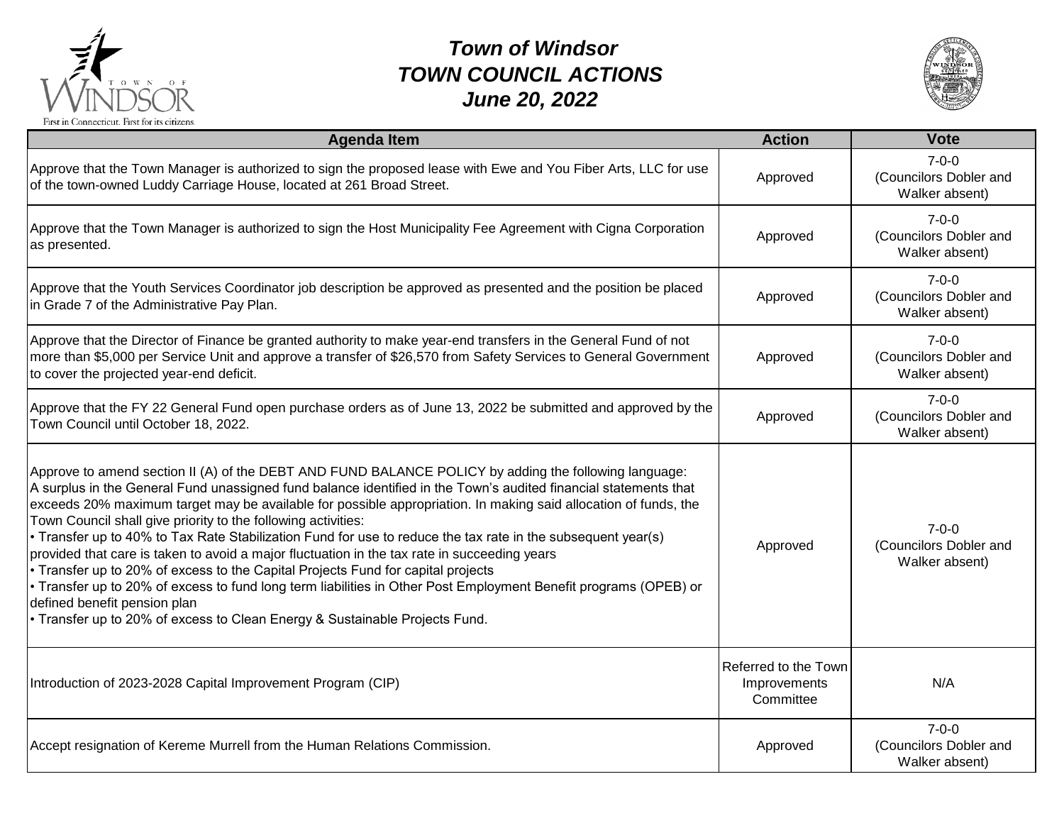# Town of Windsor
# TOWN COUNCIL ACTIONS
# June 20, 2022

| Agenda Item | Action | Vote |
|---|---|---|
| Approve that the Town Manager is authorized to sign the proposed lease with Ewe and You Fiber Arts, LLC for use of the town-owned Luddy Carriage House, located at 261 Broad Street. | Approved | 7-0-0 (Councilors Dobler and Walker absent) |
| Approve that the Town Manager is authorized to sign the Host Municipality Fee Agreement with Cigna Corporation as presented. | Approved | 7-0-0 (Councilors Dobler and Walker absent) |
| Approve that the Youth Services Coordinator job description be approved as presented and the position be placed in Grade 7 of the Administrative Pay Plan. | Approved | 7-0-0 (Councilors Dobler and Walker absent) |
| Approve that the Director of Finance be granted authority to make year-end transfers in the General Fund of not more than $5,000 per Service Unit and approve a transfer of $26,570 from Safety Services to General Government to cover the projected year-end deficit. | Approved | 7-0-0 (Councilors Dobler and Walker absent) |
| Approve that the FY 22 General Fund open purchase orders as of June 13, 2022 be submitted and approved by the Town Council until October 18, 2022. | Approved | 7-0-0 (Councilors Dobler and Walker absent) |
| Approve to amend section II (A) of the DEBT AND FUND BALANCE POLICY by adding the following language: A surplus in the General Fund unassigned fund balance identified in the Town's audited financial statements that exceeds 20% maximum target may be available for possible appropriation. In making said allocation of funds, the Town Council shall give priority to the following activities: • Transfer up to 40% to Tax Rate Stabilization Fund for use to reduce the tax rate in the subsequent year(s) provided that care is taken to avoid a major fluctuation in the tax rate in succeeding years • Transfer up to 20% of excess to the Capital Projects Fund for capital projects • Transfer up to 20% of excess to fund long term liabilities in Other Post Employment Benefit programs (OPEB) or defined benefit pension plan • Transfer up to 20% of excess to Clean Energy & Sustainable Projects Fund. | Approved | 7-0-0 (Councilors Dobler and Walker absent) |
| Introduction of 2023-2028 Capital Improvement Program (CIP) | Referred to the Town Improvements Committee | N/A |
| Accept resignation of Kereme Murrell from the Human Relations Commission. | Approved | 7-0-0 (Councilors Dobler and Walker absent) |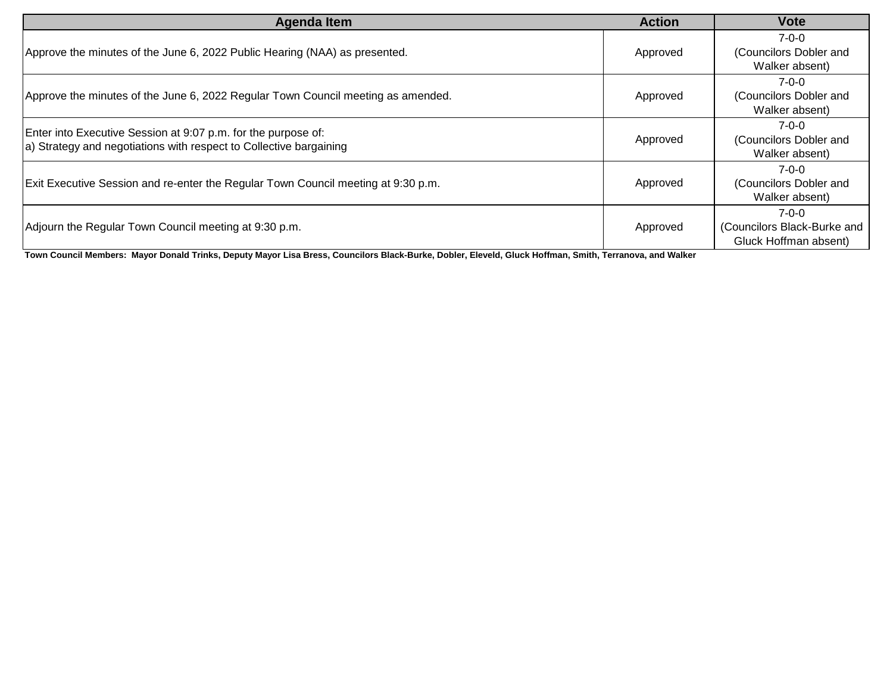| Agenda Item | Action | Vote |
|---|---|---|
| Approve the minutes of the June 6, 2022 Public Hearing (NAA) as presented. | Approved | 7-0-0 (Councilors Dobler and Walker absent) |
| Approve the minutes of the June 6, 2022 Regular Town Council meeting as amended. | Approved | 7-0-0 (Councilors Dobler and Walker absent) |
| Enter into Executive Session at 9:07 p.m. for the purpose of:<br>a) Strategy and negotiations with respect to Collective bargaining | Approved | 7-0-0 (Councilors Dobler and Walker absent) |
| Exit Executive Session and re-enter the Regular Town Council meeting at 9:30 p.m. | Approved | 7-0-0 (Councilors Dobler and Walker absent) |
| Adjourn the Regular Town Council meeting at 9:30 p.m. | Approved | 7-0-0 (Councilors Black-Burke and Gluck Hoffman absent) |

**Town Council Members: Mayor Donald Trinks, Deputy Mayor Lisa Bress, Councilors Black-Burke, Dobler, Eleveld, Gluck Hoffman, Smith, Terranova, and Walker**